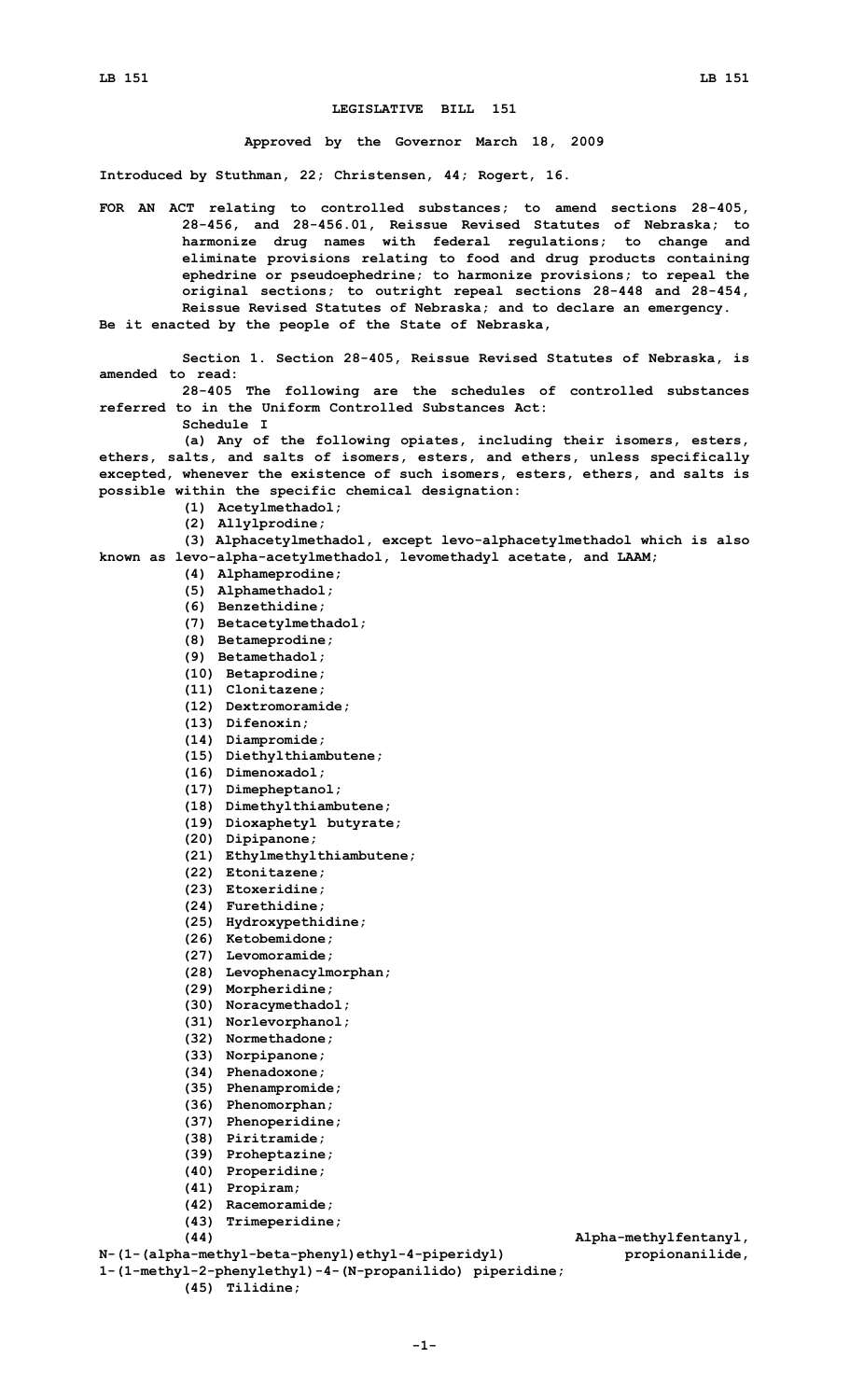# LEGISLATIVE BILL 151

Approved by the Governor March 18, 2009

Introduced by Stuthman, 22; Christensen, 44; Rogert, 16.

FOR AN ACT relating to controlled substances; to amend sections 28-405, 28-456, and 28-456.01, Reissue Revised Statutes of Nebraska; to harmonize drug names with federal regulations; to change and eliminate provisions relating to food and drug products containing ephedrine or pseudoephedrine; to harmonize provisions; to repeal the original sections; to outright repeal sections 28-448 and 28-454, Reissue Revised Statutes of Nebraska; and to declare an emergency.

Be it enacted by the people of the State of Nebraska,

Section 1. Section 28-405, Reissue Revised Statutes of Nebraska, is amended to read:

28-405 The following are the schedules of controlled substances referred to in the Uniform Controlled Substances Act:

Schedule I

(a) Any of the following opiates, including their isomers, esters, ethers, salts, and salts of isomers, esters, and ethers, unless specifically excepted, whenever the existence of such isomers, esters, ethers, and salts is possible within the specific chemical designation:

(1) Acetylmethadol;

(2) Allylprodine;

(3) Alphacetylmethadol, except levo-alphacetylmethadol which is also known as levo-alpha-acetylmethadol, levomethadyl acetate, and LAAM;

(4) Alphameprodine;

(5) Alphamethadol;

(6) Benzethidine;

(7) Betacetylmethadol;

(8) Betameprodine;

(9) Betamethadol;

(10) Betaprodine;

(11) Clonitazene;

(12) Dextromoramide;

(13) Difenoxin;

(14) Diampromide;

(15) Diethylthiambutene;

(16) Dimenoxadol;

(17) Dimepheptanol;

(18) Dimethylthiambutene;

(19) Dioxaphetyl butyrate;

(20) Dipipanone;

(21) Ethylmethylthiambutene;

(22) Etonitazene;

(23) Etoxeridine;

(24) Furethidine;

(25) Hydroxypethidine;

(26) Ketobemidone;

(27) Levomoramide;

(28) Levophenacylmorphan;

(29) Morpheridine;

(30) Noracymethadol;

(31) Norlevorphanol;

(32) Normethadone;

(33) Norpipanone;

(34) Phenadoxone;

(35) Phenampromide;

(36) Phenomorphan;

(37) Phenoperidine;

(38) Piritramide;

(39) Proheptazine;

(40) Properidine;

(41) Propiram;

(42) Racemoramide;

(43) Trimeperidine;

(44) Alpha-methylfentanyl, N-(1-(alpha-methyl-beta-phenyl)ethyl-4-piperidyl) propionanilide, 1-(1-methyl-2-phenylethyl)-4-(N-propanilido) piperidine;

(45) Tilidine;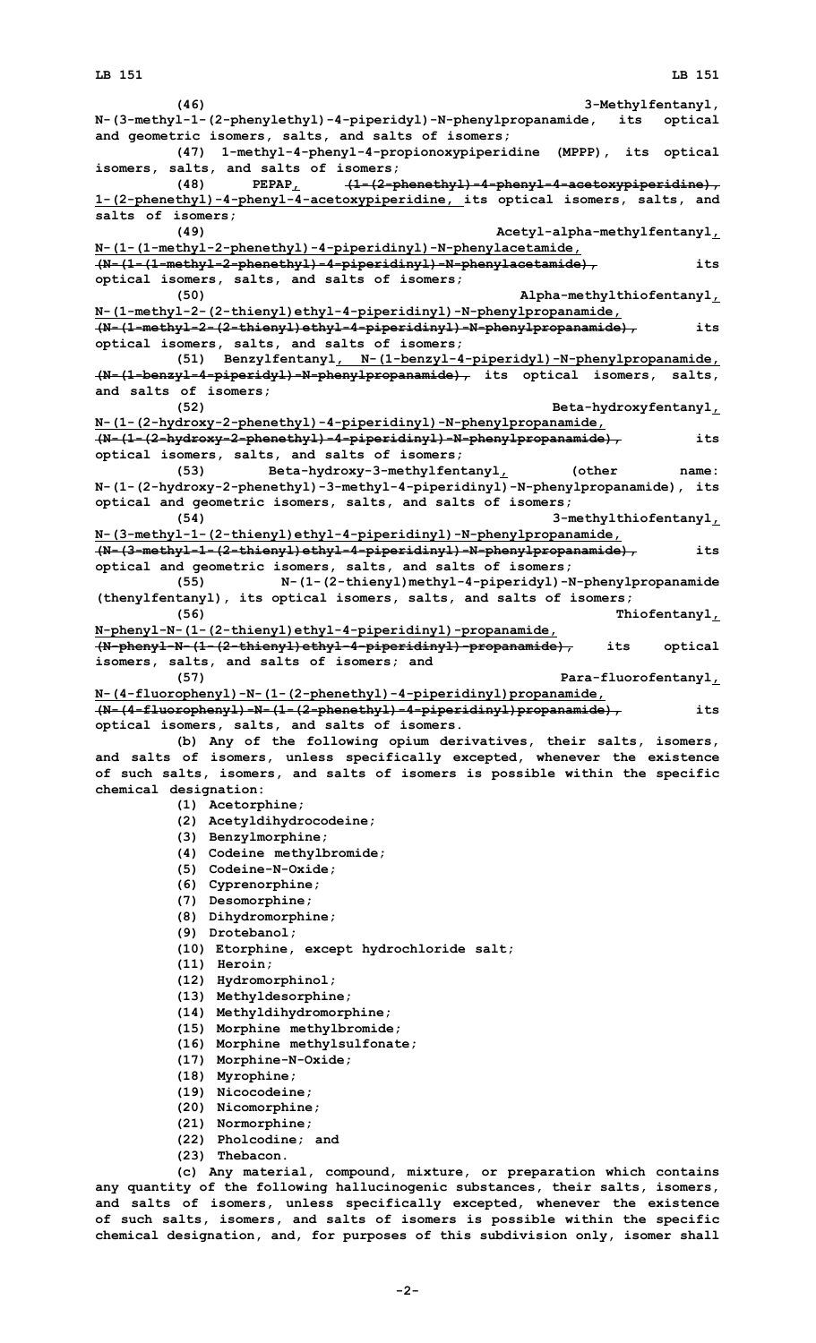(46) 3-Methylfentanyl, N-(3-methyl-1-(2-phenylethyl)-4-piperidyl)-N-phenylpropanamide, its optical and geometric isomers, salts, and salts of isomers;

(47) 1-methyl-4-phenyl-4-propionoxypiperidine (MPPP), its optical isomers, salts, and salts of isomers;

(48) PEPAP, ~~(1-(2-phenethyl)-4-phenyl-4-acetoxypiperidine),~~ 1-(2-phenethyl)-4-phenyl-4-acetoxypiperidine, its optical isomers, salts, and salts of isomers;

(49) Acetyl-alpha-methylfentanyl, N-(1-(1-methyl-2-phenethyl)-4-piperidinyl)-N-phenylacetamide, ~~(N-(1-(1-methyl-2-phenethyl)-4-piperidinyl)-N-phenylacetamide),~~ its optical isomers, salts, and salts of isomers;

(50) Alpha-methylthiofentanyl, N-(1-methyl-2-(2-thienyl)ethyl-4-piperidinyl)-N-phenylpropanamide, ~~(N-(1-methyl-2-(2-thienyl)ethyl-4-piperidinyl)-N-phenylpropanamide),~~ its optical isomers, salts, and salts of isomers;

(51) Benzylfentanyl, N-(1-benzyl-4-piperidyl)-N-phenylpropanamide, ~~(N-(1-benzyl-4-piperidyl)-N-phenylpropanamide),~~ its optical isomers, salts, and salts of isomers;

(52) Beta-hydroxyfentanyl, N-(1-(2-hydroxy-2-phenethyl)-4-piperidinyl)-N-phenylpropanamide, ~~(N-(1-(2-hydroxy-2-phenethyl)-4-piperidinyl)-N-phenylpropanamide),~~ its optical isomers, salts, and salts of isomers;

(53) Beta-hydroxy-3-methylfentanyl, (other name: N-(1-(2-hydroxy-2-phenethyl)-3-methyl-4-piperidinyl)-N-phenylpropanamide), its optical and geometric isomers, salts, and salts of isomers;

(54) 3-methylthiofentanyl, N-(3-methyl-1-(2-thienyl)ethyl-4-piperidinyl)-N-phenylpropanamide, ~~(N-(3-methyl-1-(2-thienyl)ethyl-4-piperidinyl)-N-phenylpropanamide),~~ its optical and geometric isomers, salts, and salts of isomers;

(55) N-(1-(2-thienyl)methyl-4-piperidyl)-N-phenylpropanamide (thenylfentanyl), its optical isomers, salts, and salts of isomers;

(56) Thiofentanyl, N-phenyl-N-(1-(2-thienyl)ethyl-4-piperidinyl)-propanamide, ~~(N-phenyl-N-(1-(2-thienyl)ethyl-4-piperidinyl)-propanamide),~~ its optical isomers, salts, and salts of isomers; and

(57) Para-fluorofentanyl, N-(4-fluorophenyl)-N-(1-(2-phenethyl)-4-piperidinyl)propanamide, ~~(N-(4-fluorophenyl)-N-(1-(2-phenethyl)-4-piperidinyl)propanamide),~~ its optical isomers, salts, and salts of isomers.

(b) Any of the following opium derivatives, their salts, isomers, and salts of isomers, unless specifically excepted, whenever the existence of such salts, isomers, and salts of isomers is possible within the specific chemical designation:

(1) Acetorphine;

(2) Acetyldihydrocodeine;

(3) Benzylmorphine;

(4) Codeine methylbromide;

(5) Codeine-N-Oxide;

(6) Cyprenorphine;

(7) Desomorphine;

(8) Dihydromorphine;

(9) Drotebanol;

(10) Etorphine, except hydrochloride salt;

(11) Heroin;

(12) Hydromorphinol;

(13) Methyldesorphine;

(14) Methyldihydromorphine;

(15) Morphine methylbromide;

(16) Morphine methylsulfonate;

(17) Morphine-N-Oxide;

(18) Myrophine;

(19) Nicocodeine;

(20) Nicomorphine;

(21) Normorphine;

(22) Pholcodine; and

(23) Thebacon.

(c) Any material, compound, mixture, or preparation which contains any quantity of the following hallucinogenic substances, their salts, isomers, and salts of isomers, unless specifically excepted, whenever the existence of such salts, isomers, and salts of isomers is possible within the specific chemical designation, and, for purposes of this subdivision only, isomer shall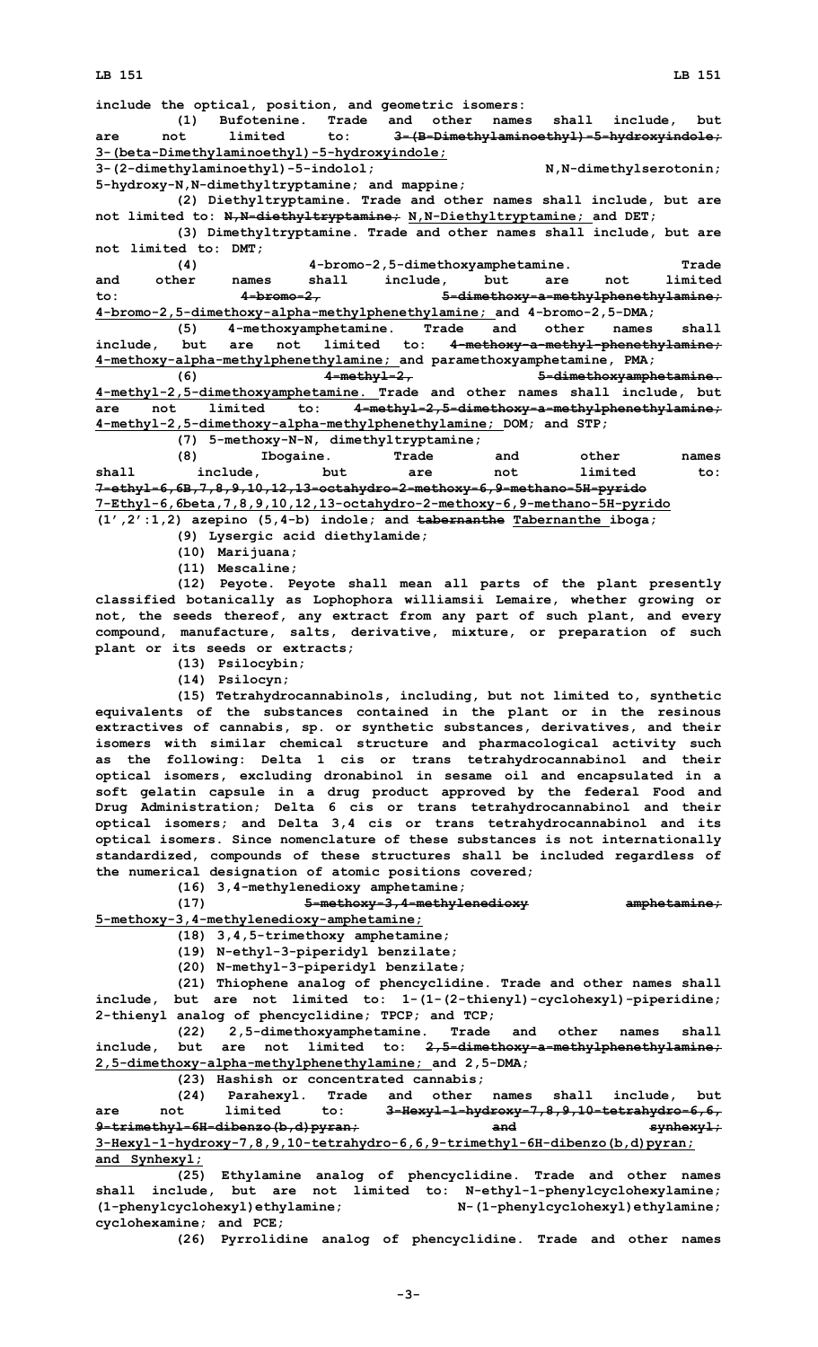include the optical, position, and geometric isomers:

(1) Bufotenine. Trade and other names shall include, but are not limited to: ~~3-(B-Dimethylaminoethyl)-5-hydroxyindole;~~ 3-(beta-Dimethylaminoethyl)-5-hydroxyindole; 3-(2-dimethylaminoethyl)-5-indolol; N,N-dimethylserotonin; 5-hydroxy-N,N-dimethyltryptamine; and mappine;

(2) Diethyltryptamine. Trade and other names shall include, but are not limited to: ~~N,N-diethyltryptamine;~~ N,N-Diethyltryptamine; and DET;

(3) Dimethyltryptamine. Trade and other names shall include, but are not limited to: DMT;

(4) 4-bromo-2,5-dimethoxyamphetamine. Trade and other names shall include, but are not limited to: ~~4-bromo-2, 5-dimethoxy-a-methylphenethylamine;~~ 4-bromo-2,5-dimethoxy-alpha-methylphenethylamine; and 4-bromo-2,5-DMA;

(5) 4-methoxyamphetamine. Trade and other names shall include, but are not limited to: ~~4-methoxy-a-methyl-phenethylamine;~~ 4-methoxy-alpha-methylphenethylamine; and paramethoxyamphetamine, PMA;

(6) ~~4-methyl-2, 5-dimethoxyamphetamine.~~ 4-methyl-2,5-dimethoxyamphetamine. Trade and other names shall include, but are not limited to: ~~4-methyl-2,5-dimethoxy-a-methylphenethylamine;~~ 4-methyl-2,5-dimethoxy-alpha-methylphenethylamine; DOM; and STP;

(7) 5-methoxy-N-N, dimethyltryptamine;

(8) Ibogaine. Trade and other names shall include, but are not limited to: ~~7-ethyl-6,6B,7,8,9,10,12,13-octahydro-2-methoxy-6,9-methano-5H-pyrido~~ 7-Ethyl-6,6beta,7,8,9,10,12,13-octahydro-2-methoxy-6,9-methano-5H-pyrido (1',2':1,2) azepino (5,4-b) indole; and ~~tabernanthe~~ Tabernanthe iboga;

(9) Lysergic acid diethylamide;

(10) Marijuana;

(11) Mescaline;

(12) Peyote. Peyote shall mean all parts of the plant presently classified botanically as Lophophora williamsii Lemaire, whether growing or not, the seeds thereof, any extract from any part of such plant, and every compound, manufacture, salts, derivative, mixture, or preparation of such plant or its seeds or extracts;

(13) Psilocybin;

(14) Psilocyn;

(15) Tetrahydrocannabinols, including, but not limited to, synthetic equivalents of the substances contained in the plant or in the resinous extractives of cannabis, sp. or synthetic substances, derivatives, and their isomers with similar chemical structure and pharmacological activity such as the following: Delta 1 cis or trans tetrahydrocannabinol and their optical isomers, excluding dronabinol in sesame oil and encapsulated in a soft gelatin capsule in a drug product approved by the federal Food and Drug Administration; Delta 6 cis or trans tetrahydrocannabinol and their optical isomers; and Delta 3,4 cis or trans tetrahydrocannabinol and its optical isomers. Since nomenclature of these substances is not internationally standardized, compounds of these structures shall be included regardless of the numerical designation of atomic positions covered;

(16) 3,4-methylenedioxy amphetamine;

(17) ~~5-methoxy-3,4-methylenedioxy amphetamine;~~ 5-methoxy-3,4-methylenedioxy-amphetamine;

(18) 3,4,5-trimethoxy amphetamine;

(19) N-ethyl-3-piperidyl benzilate;

(20) N-methyl-3-piperidyl benzilate;

(21) Thiophene analog of phencyclidine. Trade and other names shall include, but are not limited to: 1-(1-(2-thienyl)-cyclohexyl)-piperidine; 2-thienyl analog of phencyclidine; TPCP; and TCP;

(22) 2,5-dimethoxyamphetamine. Trade and other names shall include, but are not limited to: ~~2,5-dimethoxy-a-methylphenethylamine;~~ 2,5-dimethoxy-alpha-methylphenethylamine; and 2,5-DMA;

(23) Hashish or concentrated cannabis;

(24) Parahexyl. Trade and other names shall include, but are not limited to: ~~3-Hexyl-1-hydroxy-7,8,9,10-tetrahydro-6,6, 9-trimethyl-6H-dibenzo(b,d)pyran; and synhexyl;~~ 3-Hexyl-1-hydroxy-7,8,9,10-tetrahydro-6,6,9-trimethyl-6H-dibenzo(b,d)pyran; and Synhexyl;

(25) Ethylamine analog of phencyclidine. Trade and other names shall include, but are not limited to: N-ethyl-1-phenylcyclohexylamine; (1-phenylcyclohexyl)ethylamine; N-(1-phenylcyclohexyl)ethylamine; cyclohexamine; and PCE;

(26) Pyrrolidine analog of phencyclidine. Trade and other names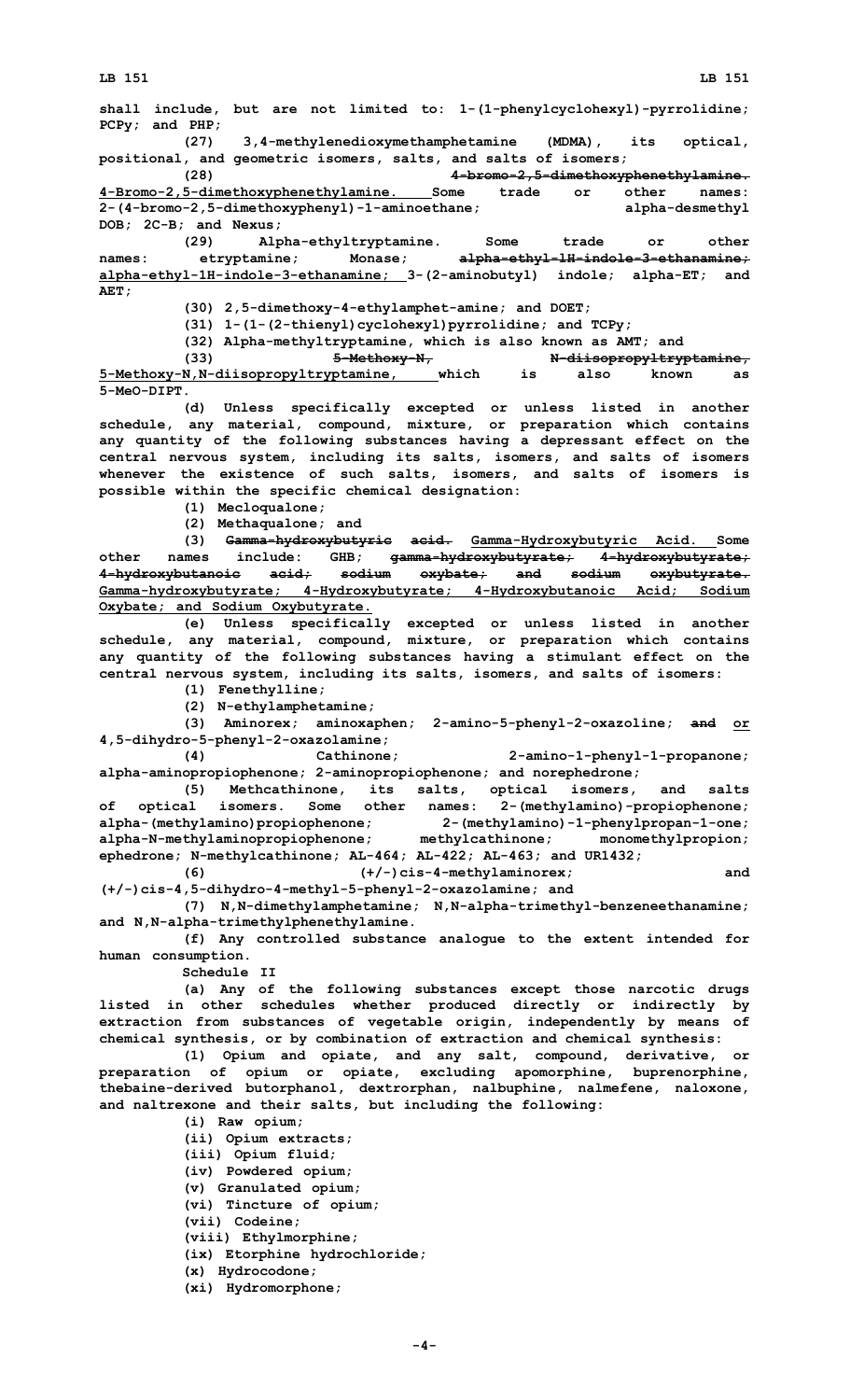shall include, but are not limited to: 1-(1-phenylcyclohexyl)-pyrrolidine; PCPy; and PHP;

(27) 3,4-methylenedioxymethamphetamine (MDMA), its optical, positional, and geometric isomers, salts, and salts of isomers;

(28) ~~4-bromo-2,5-dimethoxyphenethylamine.~~ 4-Bromo-2,5-dimethoxyphenethylamine. Some trade or other names: 2-(4-bromo-2,5-dimethoxyphenyl)-1-aminoethane; alpha-desmethyl DOB; 2C-B; and Nexus;

(29) Alpha-ethyltryptamine. Some trade or other names: etryptamine; Monase; ~~alpha-ethyl-1H-indole-3-ethanamine;~~ alpha-ethyl-1H-indole-3-ethanamine; 3-(2-aminobutyl) indole; alpha-ET; and AET;

(30) 2,5-dimethoxy-4-ethylamphet-amine; and DOET;

(31) 1-(1-(2-thienyl)cyclohexyl)pyrrolidine; and TCPy;

(32) Alpha-methyltryptamine, which is also known as AMT; and

(33) ~~5-Methoxy-N, N-diisopropyltryptamine,~~ 5-Methoxy-N,N-diisopropyltryptamine, which is also known as 5-MeO-DIPT.

(d) Unless specifically excepted or unless listed in another schedule, any material, compound, mixture, or preparation which contains any quantity of the following substances having a depressant effect on the central nervous system, including its salts, isomers, and salts of isomers whenever the existence of such salts, isomers, and salts of isomers is possible within the specific chemical designation:

(1) Mecloqualone;

(2) Methaqualone; and

(3) ~~Gamma-hydroxybutyric acid.~~ Gamma-Hydroxybutyric Acid. Some other names include: GHB; ~~gamma-hydroxybutyrate; 4-hydroxybutyrate; 4-hydroxybutanoic acid; sodium oxybate; and sodium oxybutyrate.~~ Gamma-hydroxybutyrate; 4-Hydroxybutyrate; 4-Hydroxybutanoic Acid; Sodium Oxybate; and Sodium Oxybutyrate.

(e) Unless specifically excepted or unless listed in another schedule, any material, compound, mixture, or preparation which contains any quantity of the following substances having a stimulant effect on the central nervous system, including its salts, isomers, and salts of isomers:

(1) Fenethylline;

(2) N-ethylamphetamine;

(3) Aminorex; aminoxaphen; 2-amino-5-phenyl-2-oxazoline; ~~and~~ or 4,5-dihydro-5-phenyl-2-oxazolamine;

(4) Cathinone; 2-amino-1-phenyl-1-propanone; alpha-aminopropiophenone; 2-aminopropiophenone; and norephedrone;

(5) Methcathinone, its salts, optical isomers, and salts of optical isomers. Some other names: 2-(methylamino)-propiophenone; alpha-(methylamino)propiophenone; 2-(methylamino)-1-phenylpropan-1-one; alpha-N-methylaminopropiophenone; methylcathinone; monomethylpropion; ephedrone; N-methylcathinone; AL-464; AL-422; AL-463; and UR1432;

(6) (+/-)cis-4-methylaminorex; and (+/-)cis-4,5-dihydro-4-methyl-5-phenyl-2-oxazolamine; and

(7) N,N-dimethylamphetamine; N,N-alpha-trimethyl-benzeneethanamine; and N,N-alpha-trimethylphenethylamine.

(f) Any controlled substance analogue to the extent intended for human consumption.

Schedule II

(a) Any of the following substances except those narcotic drugs listed in other schedules whether produced directly or indirectly by extraction from substances of vegetable origin, independently by means of chemical synthesis, or by combination of extraction and chemical synthesis:

(1) Opium and opiate, and any salt, compound, derivative, or preparation of opium or opiate, excluding apomorphine, buprenorphine, thebaine-derived butorphanol, dextrorphan, nalbuphine, nalmefene, naloxone, and naltrexone and their salts, but including the following:

(i) Raw opium;

(ii) Opium extracts;

(iii) Opium fluid;

(iv) Powdered opium;

(v) Granulated opium;

(vi) Tincture of opium;

(vii) Codeine;

(viii) Ethylmorphine;

(ix) Etorphine hydrochloride;

(x) Hydrocodone;

(xi) Hydromorphone;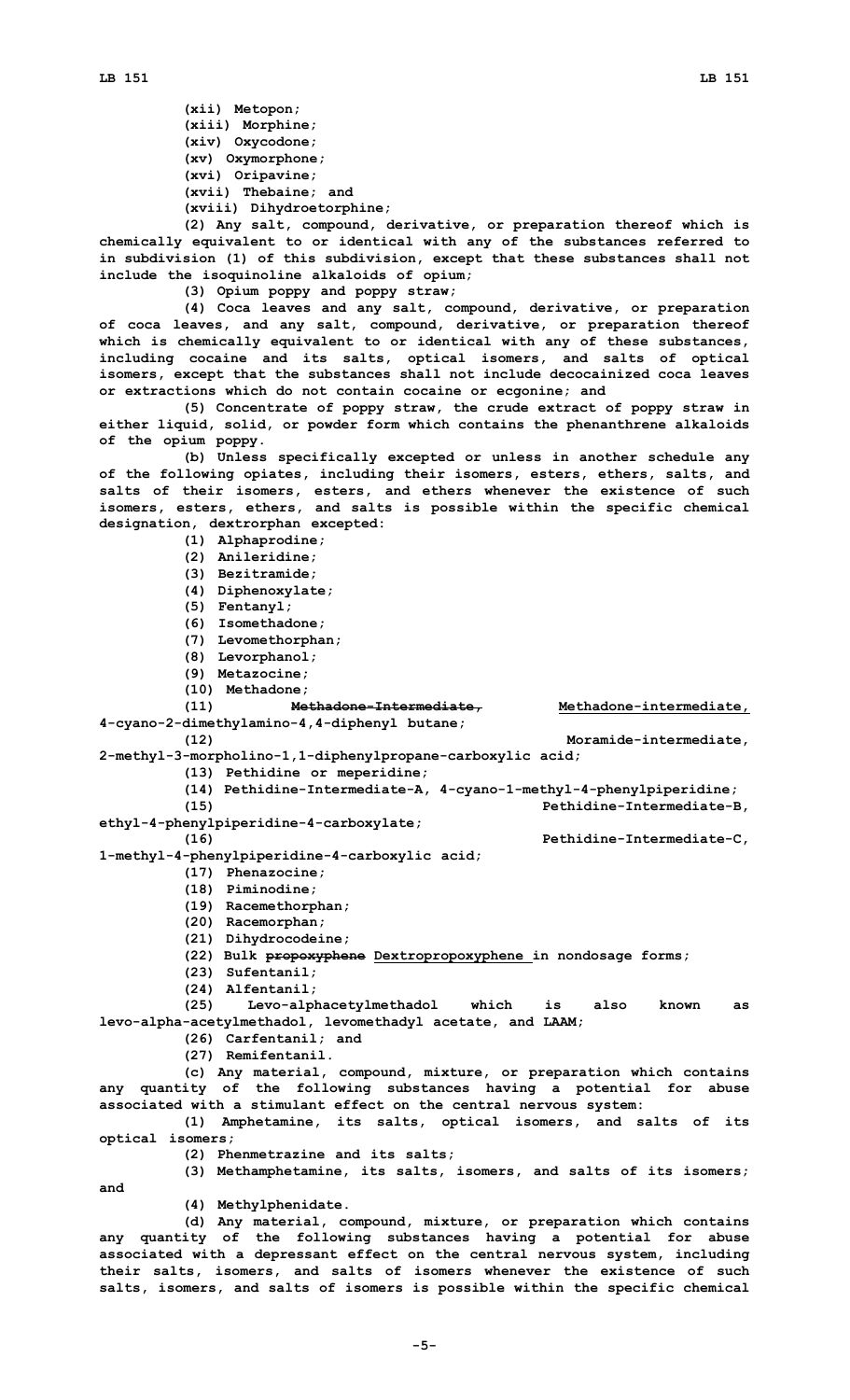(xii) Metopon;

(xiii) Morphine;

(xiv) Oxycodone;

(xv) Oxymorphone;

(xvi) Oripavine;

(xvii) Thebaine; and

(xviii) Dihydroetorphine;

(2) Any salt, compound, derivative, or preparation thereof which is chemically equivalent to or identical with any of the substances referred to in subdivision (1) of this subdivision, except that these substances shall not include the isoquinoline alkaloids of opium;

(3) Opium poppy and poppy straw;

(4) Coca leaves and any salt, compound, derivative, or preparation of coca leaves, and any salt, compound, derivative, or preparation thereof which is chemically equivalent to or identical with any of these substances, including cocaine and its salts, optical isomers, and salts of optical isomers, except that the substances shall not include decocainized coca leaves or extractions which do not contain cocaine or ecgonine; and

(5) Concentrate of poppy straw, the crude extract of poppy straw in either liquid, solid, or powder form which contains the phenanthrene alkaloids of the opium poppy.

(b) Unless specifically excepted or unless in another schedule any of the following opiates, including their isomers, esters, ethers, salts, and salts of their isomers, esters, and ethers whenever the existence of such isomers, esters, ethers, and salts is possible within the specific chemical designation, dextrorphan excepted:

(1) Alphaprodine;

(2) Anileridine;

(3) Bezitramide;

(4) Diphenoxylate;

(5) Fentanyl;

(6) Isomethadone;

(7) Levomethorphan;

(8) Levorphanol;

(9) Metazocine;

(10) Methadone;

(11) ~~Methadone-Intermediate,~~ <u>Methadone-intermediate,</u> 4-cyano-2-dimethylamino-4,4-diphenyl butane;

(12) Moramide-intermediate, 2-methyl-3-morpholino-1,1-diphenylpropane-carboxylic acid;

(13) Pethidine or meperidine;

(14) Pethidine-Intermediate-A, 4-cyano-1-methyl-4-phenylpiperidine;

(15) Pethidine-Intermediate-B, ethyl-4-phenylpiperidine-4-carboxylate;

(16) Pethidine-Intermediate-C, 1-methyl-4-phenylpiperidine-4-carboxylic acid;

(17) Phenazocine;

(18) Piminodine;

(19) Racemethorphan;

(20) Racemorphan;

(21) Dihydrocodeine;

(22) Bulk ~~propoxyphene~~ <u>Dextropropoxyphene</u> in nondosage forms;

(23) Sufentanil;

(24) Alfentanil;

(25) Levo-alphacetylmethadol which is also known as levo-alpha-acetylmethadol, levomethadyl acetate, and LAAM;

(26) Carfentanil; and

(27) Remifentanil.

(c) Any material, compound, mixture, or preparation which contains any quantity of the following substances having a potential for abuse associated with a stimulant effect on the central nervous system:

(1) Amphetamine, its salts, optical isomers, and salts of its optical isomers;

(2) Phenmetrazine and its salts;

(3) Methamphetamine, its salts, isomers, and salts of its isomers; and

(4) Methylphenidate.

(d) Any material, compound, mixture, or preparation which contains any quantity of the following substances having a potential for abuse associated with a depressant effect on the central nervous system, including their salts, isomers, and salts of isomers whenever the existence of such salts, isomers, and salts of isomers is possible within the specific chemical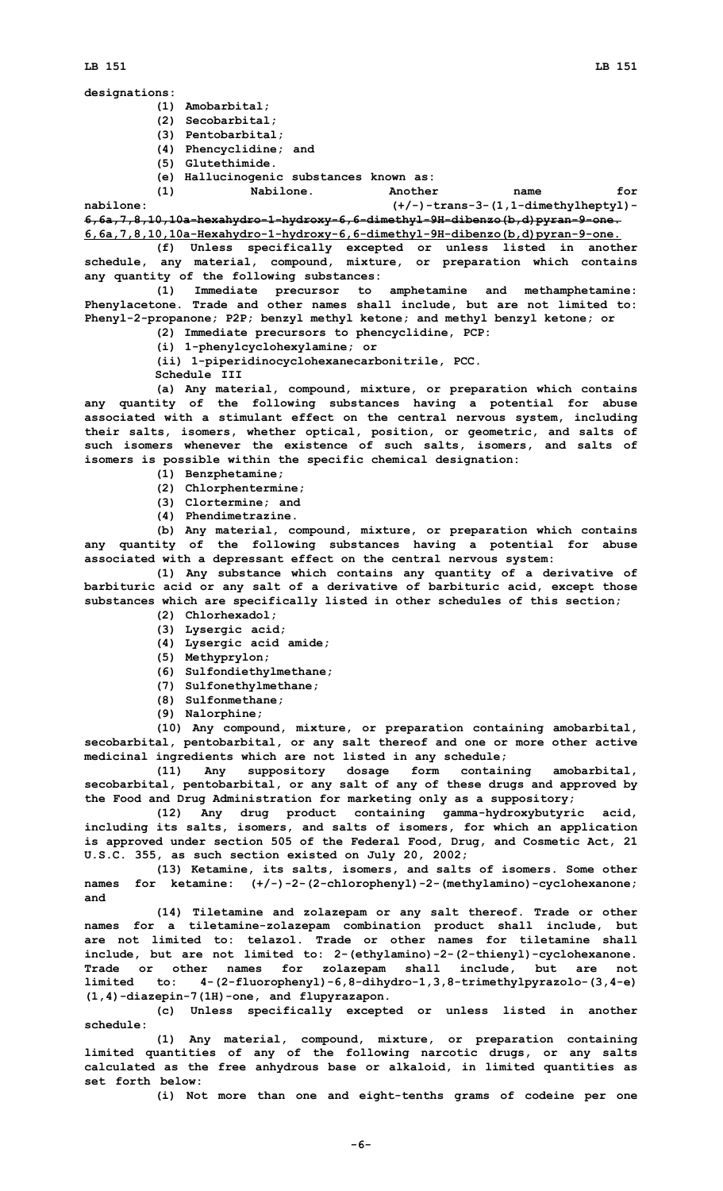designations:

(1) Amobarbital;

(2) Secobarbital;

(3) Pentobarbital;

(4) Phencyclidine; and

(5) Glutethimide.

(e) Hallucinogenic substances known as:

(1) Nabilone. Another name for nabilone: (+/-)-trans-3-(1,1-dimethylheptyl)-~~6,6a,7,8,10,10a-hexahydro-1-hydroxy-6,6-dimethyl-9H-dibenzo(b,d)pyran-9-one.~~ 6,6a,7,8,10,10a-Hexahydro-1-hydroxy-6,6-dimethyl-9H-dibenzo(b,d)pyran-9-one.

(f) Unless specifically excepted or unless listed in another schedule, any material, compound, mixture, or preparation which contains any quantity of the following substances:

(1) Immediate precursor to amphetamine and methamphetamine: Phenylacetone. Trade and other names shall include, but are not limited to: Phenyl-2-propanone; P2P; benzyl methyl ketone; and methyl benzyl ketone; or

(2) Immediate precursors to phencyclidine, PCP:

(i) 1-phenylcyclohexylamine; or

(ii) 1-piperidinocyclohexanecarbonitrile, PCC.

Schedule III

(a) Any material, compound, mixture, or preparation which contains any quantity of the following substances having a potential for abuse associated with a stimulant effect on the central nervous system, including their salts, isomers, whether optical, position, or geometric, and salts of such isomers whenever the existence of such salts, isomers, and salts of isomers is possible within the specific chemical designation:

(1) Benzphetamine;

(2) Chlorphentermine;

(3) Clortermine; and

(4) Phendimetrazine.

(b) Any material, compound, mixture, or preparation which contains any quantity of the following substances having a potential for abuse associated with a depressant effect on the central nervous system:

(1) Any substance which contains any quantity of a derivative of barbituric acid or any salt of a derivative of barbituric acid, except those substances which are specifically listed in other schedules of this section;

(2) Chlorhexadol;

(3) Lysergic acid;

(4) Lysergic acid amide;

(5) Methyprylon;

(6) Sulfondiethylmethane;

(7) Sulfonethylmethane;

(8) Sulfonmethane;

(9) Nalorphine;

(10) Any compound, mixture, or preparation containing amobarbital, secobarbital, pentobarbital, or any salt thereof and one or more other active medicinal ingredients which are not listed in any schedule;

(11) Any suppository dosage form containing amobarbital, secobarbital, pentobarbital, or any salt of any of these drugs and approved by the Food and Drug Administration for marketing only as a suppository;

(12) Any drug product containing gamma-hydroxybutyric acid, including its salts, isomers, and salts of isomers, for which an application is approved under section 505 of the Federal Food, Drug, and Cosmetic Act, 21 U.S.C. 355, as such section existed on July 20, 2002;

(13) Ketamine, its salts, isomers, and salts of isomers. Some other names for ketamine: (+/-)-2-(2-chlorophenyl)-2-(methylamino)-cyclohexanone; and

(14) Tiletamine and zolazepam or any salt thereof. Trade or other names for a tiletamine-zolazepam combination product shall include, but are not limited to: telazol. Trade or other names for tiletamine shall include, but are not limited to: 2-(ethylamino)-2-(2-thienyl)-cyclohexanone. Trade or other names for zolazepam shall include, but are not limited to: 4-(2-fluorophenyl)-6,8-dihydro-1,3,8-trimethylpyrazolo-(3,4-e)(1,4)-diazepin-7(1H)-one, and flupyrazapon.

(c) Unless specifically excepted or unless listed in another schedule:

(1) Any material, compound, mixture, or preparation containing limited quantities of any of the following narcotic drugs, or any salts calculated as the free anhydrous base or alkaloid, in limited quantities as set forth below:

(i) Not more than one and eight-tenths grams of codeine per one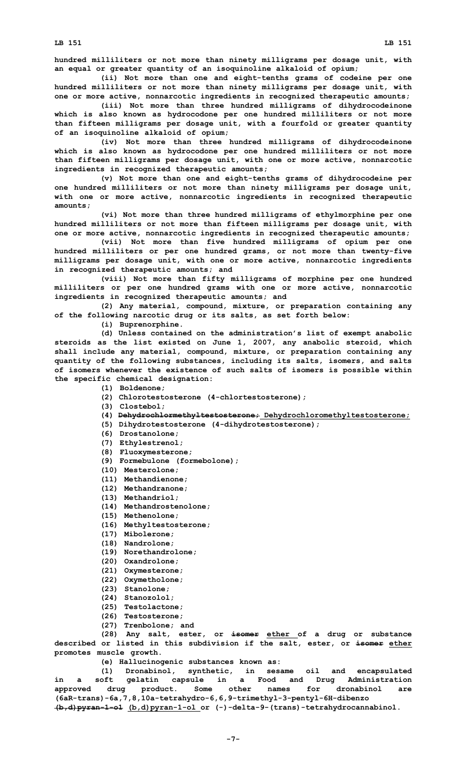hundred milliliters or not more than ninety milligrams per dosage unit, with an equal or greater quantity of an isoquinoline alkaloid of opium;

(ii) Not more than one and eight-tenths grams of codeine per one hundred milliliters or not more than ninety milligrams per dosage unit, with one or more active, nonnarcotic ingredients in recognized therapeutic amounts;

(iii) Not more than three hundred milligrams of dihydrocodeinone which is also known as hydrocodone per one hundred milliliters or not more than fifteen milligrams per dosage unit, with a fourfold or greater quantity of an isoquinoline alkaloid of opium;

(iv) Not more than three hundred milligrams of dihydrocodeinone which is also known as hydrocodone per one hundred milliliters or not more than fifteen milligrams per dosage unit, with one or more active, nonnarcotic ingredients in recognized therapeutic amounts;

(v) Not more than one and eight-tenths grams of dihydrocodeine per one hundred milliliters or not more than ninety milligrams per dosage unit, with one or more active, nonnarcotic ingredients in recognized therapeutic amounts;

(vi) Not more than three hundred milligrams of ethylmorphine per one hundred milliliters or not more than fifteen milligrams per dosage unit, with one or more active, nonnarcotic ingredients in recognized therapeutic amounts;

(vii) Not more than five hundred milligrams of opium per one hundred milliliters or per one hundred grams, or not more than twenty-five milligrams per dosage unit, with one or more active, nonnarcotic ingredients in recognized therapeutic amounts; and

(viii) Not more than fifty milligrams of morphine per one hundred milliliters or per one hundred grams with one or more active, nonnarcotic ingredients in recognized therapeutic amounts; and

(2) Any material, compound, mixture, or preparation containing any of the following narcotic drug or its salts, as set forth below:

(i) Buprenorphine.

(d) Unless contained on the administration's list of exempt anabolic steroids as the list existed on June 1, 2007, any anabolic steroid, which shall include any material, compound, mixture, or preparation containing any quantity of the following substances, including its salts, isomers, and salts of isomers whenever the existence of such salts of isomers is possible within the specific chemical designation:

(1) Boldenone;

(2) Chlorotestosterone (4-chlortestosterone);

(3) Clostebol;

(4) ~~Dehydrochlormethyltestosterone;~~ Dehydrochloromethyltestosterone;

(5) Dihydrotestosterone (4-dihydrotestosterone);

(6) Drostanolone;

(7) Ethylestrenol;

(8) Fluoxymesterone;

(9) Formebulone (formebolone);

(10) Mesterolone;

(11) Methandienone;

(12) Methandranone;

(13) Methandriol;

(14) Methandrostenolone;

(15) Methenolone;

(16) Methyltestosterone;

(17) Mibolerone;

(18) Nandrolone;

(19) Norethandrolone;

(20) Oxandrolone;

(21) Oxymesterone;

(22) Oxymetholone;

(23) Stanolone;

(24) Stanozolol;

(25) Testolactone;

(26) Testosterone;

(27) Trenbolone; and

(28) Any salt, ester, or ~~isomer~~ ether of a drug or substance described or listed in this subdivision if the salt, ester, or ~~isomer~~ ether promotes muscle growth.

(e) Hallucinogenic substances known as:

(1) Dronabinol, synthetic, in sesame oil and encapsulated in a soft gelatin capsule in a Food and Drug Administration approved drug product. Some other names for dronabinol are (6aR-trans)-6a,7,8,10a-tetrahydro-6,6,9-trimethyl-3-pentyl-6H-dibenzo ~~(b,d)pyran-1-ol~~ (b,d)pyran-1-ol or (-)-delta-9-(trans)-tetrahydrocannabinol.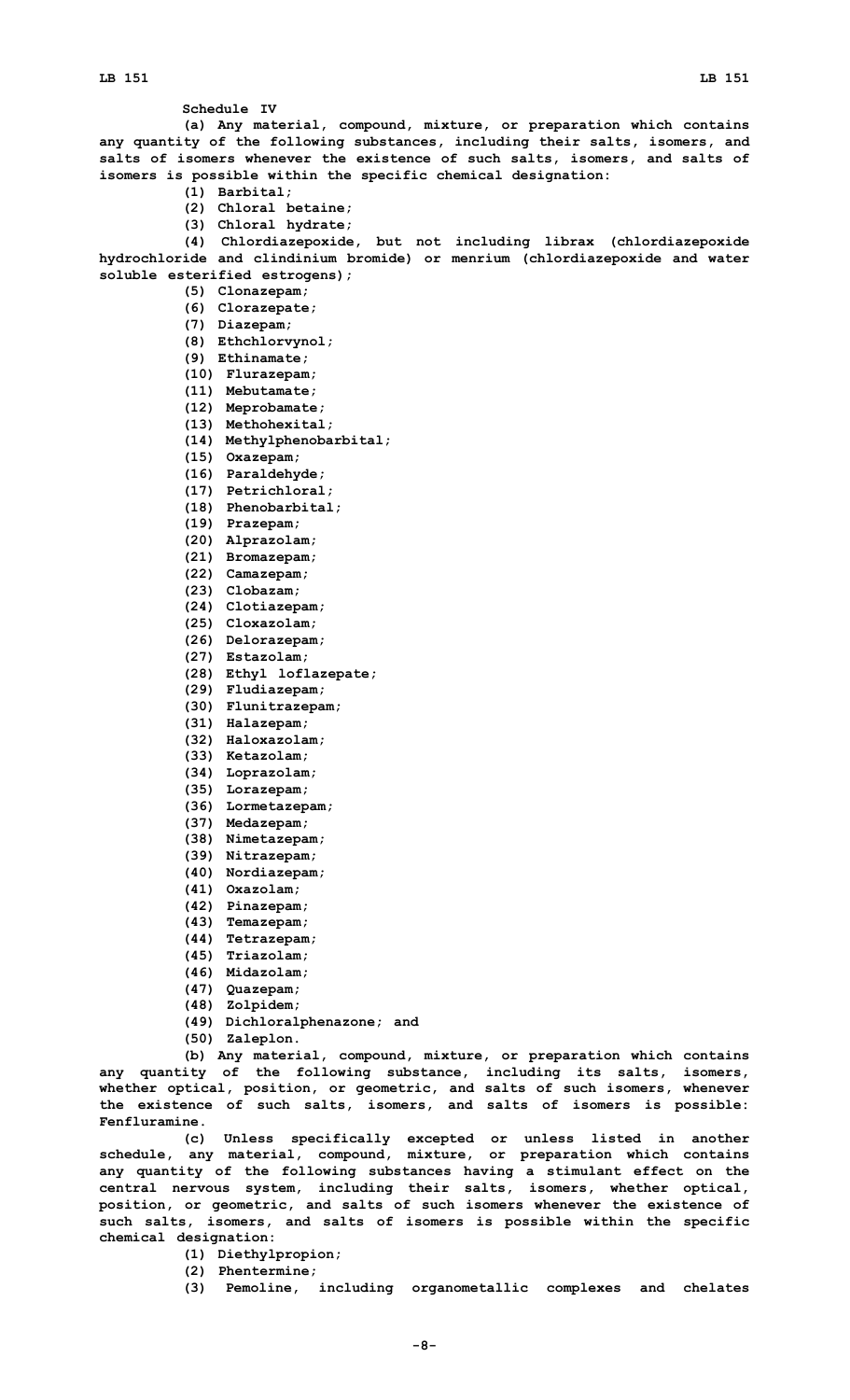Schedule IV

(a) Any material, compound, mixture, or preparation which contains any quantity of the following substances, including their salts, isomers, and salts of isomers whenever the existence of such salts, isomers, and salts of isomers is possible within the specific chemical designation:

(1) Barbital;

(2) Chloral betaine;

(3) Chloral hydrate;

(4) Chlordiazepoxide, but not including librax (chlordiazepoxide hydrochloride and clindinium bromide) or menrium (chlordiazepoxide and water soluble esterified estrogens);

(5) Clonazepam;

(6) Clorazepate;

(7) Diazepam;

(8) Ethchlorvynol;

(9) Ethinamate;

(10) Flurazepam;

(11) Mebutamate;

(12) Meprobamate;

(13) Methohexital;

(14) Methylphenobarbital;

(15) Oxazepam;

(16) Paraldehyde;

(17) Petrichloral;

(18) Phenobarbital;

(19) Prazepam;

(20) Alprazolam;

(21) Bromazepam;

(22) Camazepam;

(23) Clobazam;

(24) Clotiazepam;

(25) Cloxazolam;

(26) Delorazepam;

(27) Estazolam;

(28) Ethyl loflazepate;

(29) Fludiazepam;

(30) Flunitrazepam;

(31) Halazepam;

(32) Haloxazolam;

(33) Ketazolam;

(34) Loprazolam;

(35) Lorazepam;

(36) Lormetazepam;

(37) Medazepam;

(38) Nimetazepam;

(39) Nitrazepam;

(40) Nordiazepam;

(41) Oxazolam;

(42) Pinazepam;

(43) Temazepam;

(44) Tetrazepam;

(45) Triazolam;

(46) Midazolam;

(47) Quazepam;

(48) Zolpidem;

(49) Dichloralphenazone; and

(50) Zaleplon.

(b) Any material, compound, mixture, or preparation which contains any quantity of the following substance, including its salts, isomers, whether optical, position, or geometric, and salts of such isomers, whenever the existence of such salts, isomers, and salts of isomers is possible: Fenfluramine.

(c) Unless specifically excepted or unless listed in another schedule, any material, compound, mixture, or preparation which contains any quantity of the following substances having a stimulant effect on the central nervous system, including their salts, isomers, whether optical, position, or geometric, and salts of such isomers whenever the existence of such salts, isomers, and salts of isomers is possible within the specific chemical designation:

(1) Diethylpropion;

(2) Phentermine;

(3) Pemoline, including organometallic complexes and chelates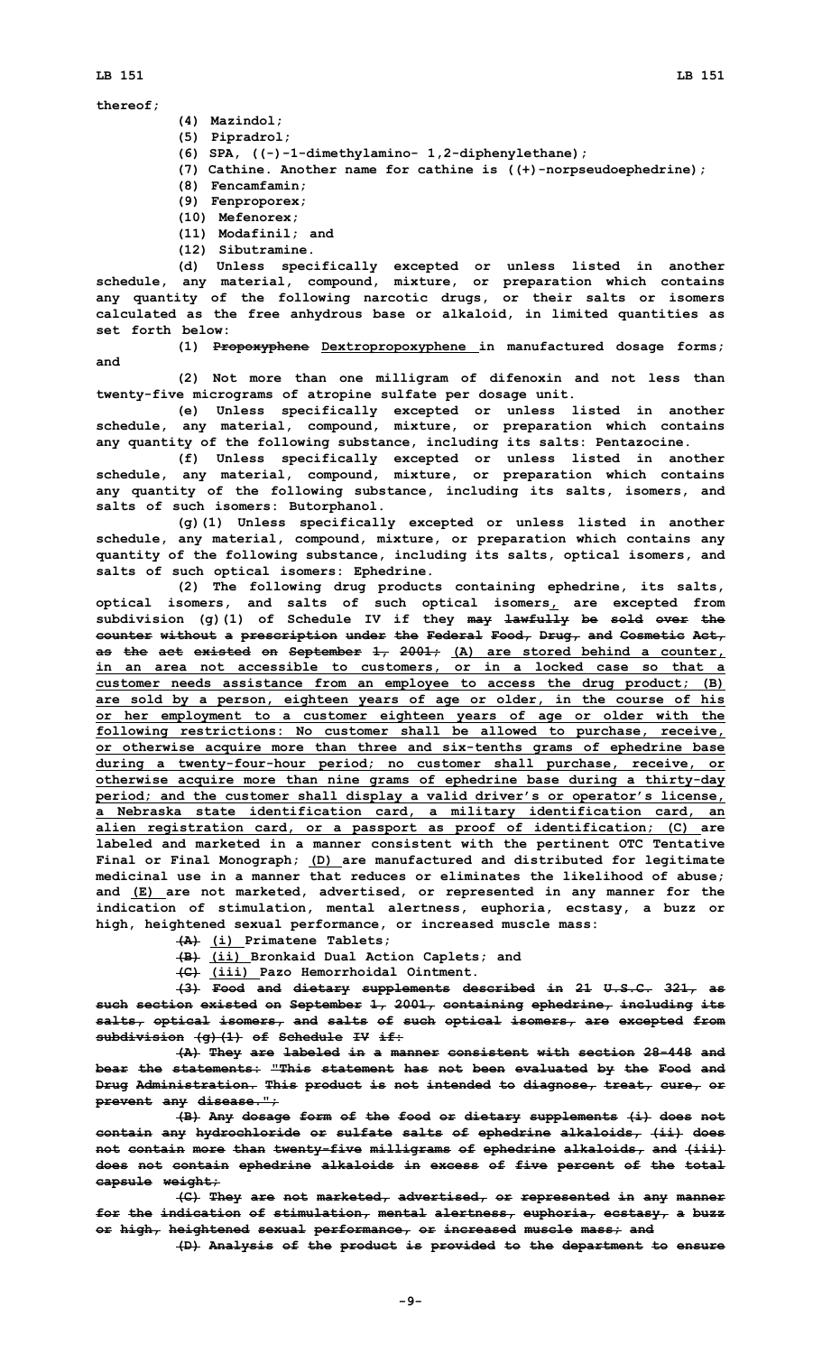thereof;

(4) Mazindol;

(5) Pipradrol;

(6) SPA, ((-)-1-dimethylamino- 1,2-diphenylethane);

(7) Cathine. Another name for cathine is ((+)-norpseudoephedrine);

(8) Fencamfamin;

(9) Fenproporex;

(10) Mefenorex;

(11) Modafinil; and

(12) Sibutramine.

(d) Unless specifically excepted or unless listed in another schedule, any material, compound, mixture, or preparation which contains any quantity of the following narcotic drugs, or their salts or isomers calculated as the free anhydrous base or alkaloid, in limited quantities as set forth below:

(1) ~~Propoxyphene~~ <u>Dextropropoxyphene</u> in manufactured dosage forms; and

(2) Not more than one milligram of difenoxin and not less than twenty-five micrograms of atropine sulfate per dosage unit.

(e) Unless specifically excepted or unless listed in another schedule, any material, compound, mixture, or preparation which contains any quantity of the following substance, including its salts: Pentazocine.

(f) Unless specifically excepted or unless listed in another schedule, any material, compound, mixture, or preparation which contains any quantity of the following substance, including its salts, isomers, and salts of such isomers: Butorphanol.

(g)(1) Unless specifically excepted or unless listed in another schedule, any material, compound, mixture, or preparation which contains any quantity of the following substance, including its salts, optical isomers, and salts of such optical isomers: Ephedrine.

(2) The following drug products containing ephedrine, its salts, optical isomers, and salts of such optical isomers<u>,</u> are excepted from subdivision (g)(1) of Schedule IV if they ~~may lawfully be sold over the counter without a prescription under the Federal Food, Drug, and Cosmetic Act, as the act existed on September 1, 2001;~~ <u>(A) are stored behind a counter, in an area not accessible to customers, or in a locked case so that a customer needs assistance from an employee to access the drug product; (B) are sold by a person, eighteen years of age or older, in the course of his or her employment to a customer eighteen years of age or older with the following restrictions: No customer shall be allowed to purchase, receive, or otherwise acquire more than three and six-tenths grams of ephedrine base during a twenty-four-hour period; no customer shall purchase, receive, or otherwise acquire more than nine grams of ephedrine base during a thirty-day period; and the customer shall display a valid driver's or operator's license, a Nebraska state identification card, a military identification card, an alien registration card, or a passport as proof of identification; (C)</u> are labeled and marketed in a manner consistent with the pertinent OTC Tentative Final or Final Monograph; <u>(D)</u> are manufactured and distributed for legitimate medicinal use in a manner that reduces or eliminates the likelihood of abuse; and <u>(E)</u> are not marketed, advertised, or represented in any manner for the indication of stimulation, mental alertness, euphoria, ecstasy, a buzz or high, heightened sexual performance, or increased muscle mass:

~~(A)~~ <u>(i)</u> Primatene Tablets;

~~(B)~~ <u>(ii)</u> Bronkaid Dual Action Caplets; and

~~(C)~~ <u>(iii)</u> Pazo Hemorrhoidal Ointment.

~~(3) Food and dietary supplements described in 21 U.S.C. 321, as such section existed on September 1, 2001, containing ephedrine, including its salts, optical isomers, and salts of such optical isomers, are excepted from subdivision (g)(1) of Schedule IV if:~~

~~(A) They are labeled in a manner consistent with section 28-448 and bear the statements: "This statement has not been evaluated by the Food and Drug Administration. This product is not intended to diagnose, treat, cure, or prevent any disease.";~~

~~(B) Any dosage form of the food or dietary supplements (i) does not contain any hydrochloride or sulfate salts of ephedrine alkaloids, (ii) does not contain more than twenty-five milligrams of ephedrine alkaloids, and (iii) does not contain ephedrine alkaloids in excess of five percent of the total capsule weight;~~

~~(C) They are not marketed, advertised, or represented in any manner for the indication of stimulation, mental alertness, euphoria, ecstasy, a buzz or high, heightened sexual performance, or increased muscle mass; and~~

~~(D) Analysis of the product is provided to the department to ensure~~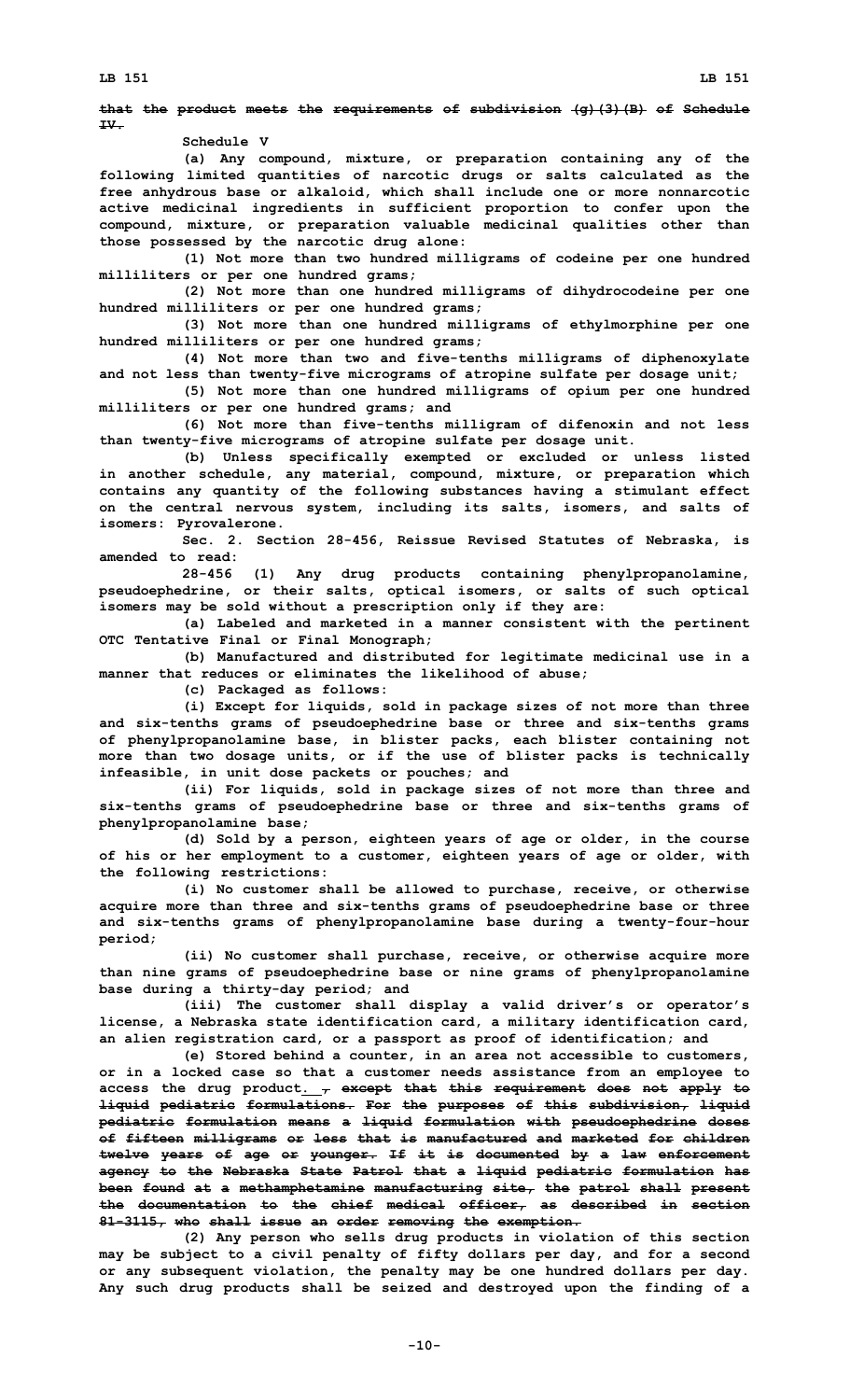~~that the product meets the requirements of subdivision (g)(3)(B) of Schedule IV.~~

Schedule V

(a) Any compound, mixture, or preparation containing any of the following limited quantities of narcotic drugs or salts calculated as the free anhydrous base or alkaloid, which shall include one or more nonnarcotic active medicinal ingredients in sufficient proportion to confer upon the compound, mixture, or preparation valuable medicinal qualities other than those possessed by the narcotic drug alone:

(1) Not more than two hundred milligrams of codeine per one hundred milliliters or per one hundred grams;

(2) Not more than one hundred milligrams of dihydrocodeine per one hundred milliliters or per one hundred grams;

(3) Not more than one hundred milligrams of ethylmorphine per one hundred milliliters or per one hundred grams;

(4) Not more than two and five-tenths milligrams of diphenoxylate and not less than twenty-five micrograms of atropine sulfate per dosage unit;

(5) Not more than one hundred milligrams of opium per one hundred milliliters or per one hundred grams; and

(6) Not more than five-tenths milligram of difenoxin and not less than twenty-five micrograms of atropine sulfate per dosage unit.

(b) Unless specifically exempted or excluded or unless listed in another schedule, any material, compound, mixture, or preparation which contains any quantity of the following substances having a stimulant effect on the central nervous system, including its salts, isomers, and salts of isomers: Pyrovalerone.

Sec. 2. Section 28-456, Reissue Revised Statutes of Nebraska, is amended to read:

28-456 (1) Any drug products containing phenylpropanolamine, pseudoephedrine, or their salts, optical isomers, or salts of such optical isomers may be sold without a prescription only if they are:

(a) Labeled and marketed in a manner consistent with the pertinent OTC Tentative Final or Final Monograph;

(b) Manufactured and distributed for legitimate medicinal use in a manner that reduces or eliminates the likelihood of abuse;

(c) Packaged as follows:

(i) Except for liquids, sold in package sizes of not more than three and six-tenths grams of pseudoephedrine base or three and six-tenths grams of phenylpropanolamine base, in blister packs, each blister containing not more than two dosage units, or if the use of blister packs is technically infeasible, in unit dose packets or pouches; and

(ii) For liquids, sold in package sizes of not more than three and six-tenths grams of pseudoephedrine base or three and six-tenths grams of phenylpropanolamine base;

(d) Sold by a person, eighteen years of age or older, in the course of his or her employment to a customer, eighteen years of age or older, with the following restrictions:

(i) No customer shall be allowed to purchase, receive, or otherwise acquire more than three and six-tenths grams of pseudoephedrine base or three and six-tenths grams of phenylpropanolamine base during a twenty-four-hour period;

(ii) No customer shall purchase, receive, or otherwise acquire more than nine grams of pseudoephedrine base or nine grams of phenylpropanolamine base during a thirty-day period; and

(iii) The customer shall display a valid driver's or operator's license, a Nebraska state identification card, a military identification card, an alien registration card, or a passport as proof of identification; and

(e) Stored behind a counter, in an area not accessible to customers, or in a locked case so that a customer needs assistance from an employee to access the drug product<ins>.</ins> ~~, except that this requirement does not apply to liquid pediatric formulations. For the purposes of this subdivision, liquid pediatric formulation means a liquid formulation with pseudoephedrine doses of fifteen milligrams or less that is manufactured and marketed for children twelve years of age or younger. If it is documented by a law enforcement agency to the Nebraska State Patrol that a liquid pediatric formulation has been found at a methamphetamine manufacturing site, the patrol shall present the documentation to the chief medical officer, as described in section 81-3115, who shall issue an order removing the exemption.~~

(2) Any person who sells drug products in violation of this section may be subject to a civil penalty of fifty dollars per day, and for a second or any subsequent violation, the penalty may be one hundred dollars per day. Any such drug products shall be seized and destroyed upon the finding of a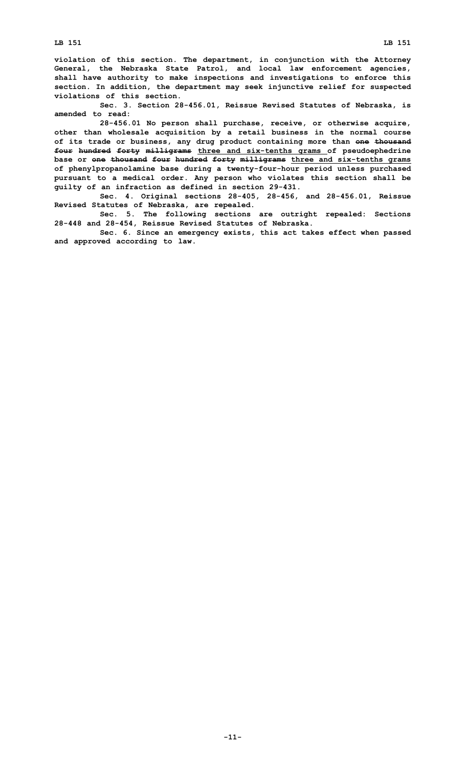violation of this section. The department, in conjunction with the Attorney General, the Nebraska State Patrol, and local law enforcement agencies, shall have authority to make inspections and investigations to enforce this section. In addition, the department may seek injunctive relief for suspected violations of this section.

Sec. 3. Section 28-456.01, Reissue Revised Statutes of Nebraska, is amended to read:

28-456.01 No person shall purchase, receive, or otherwise acquire, other than wholesale acquisition by a retail business in the normal course of its trade or business, any drug product containing more than ~~one thousand four hundred forty milligrams~~ <u>three and six-tenths grams</u> of pseudoephedrine base or ~~one thousand four hundred forty milligrams~~ <u>three and six-tenths grams</u> of phenylpropanolamine base during a twenty-four-hour period unless purchased pursuant to a medical order. Any person who violates this section shall be guilty of an infraction as defined in section 29-431.

Sec. 4. Original sections 28-405, 28-456, and 28-456.01, Reissue Revised Statutes of Nebraska, are repealed.

Sec. 5. The following sections are outright repealed: Sections 28-448 and 28-454, Reissue Revised Statutes of Nebraska.

Sec. 6. Since an emergency exists, this act takes effect when passed and approved according to law.